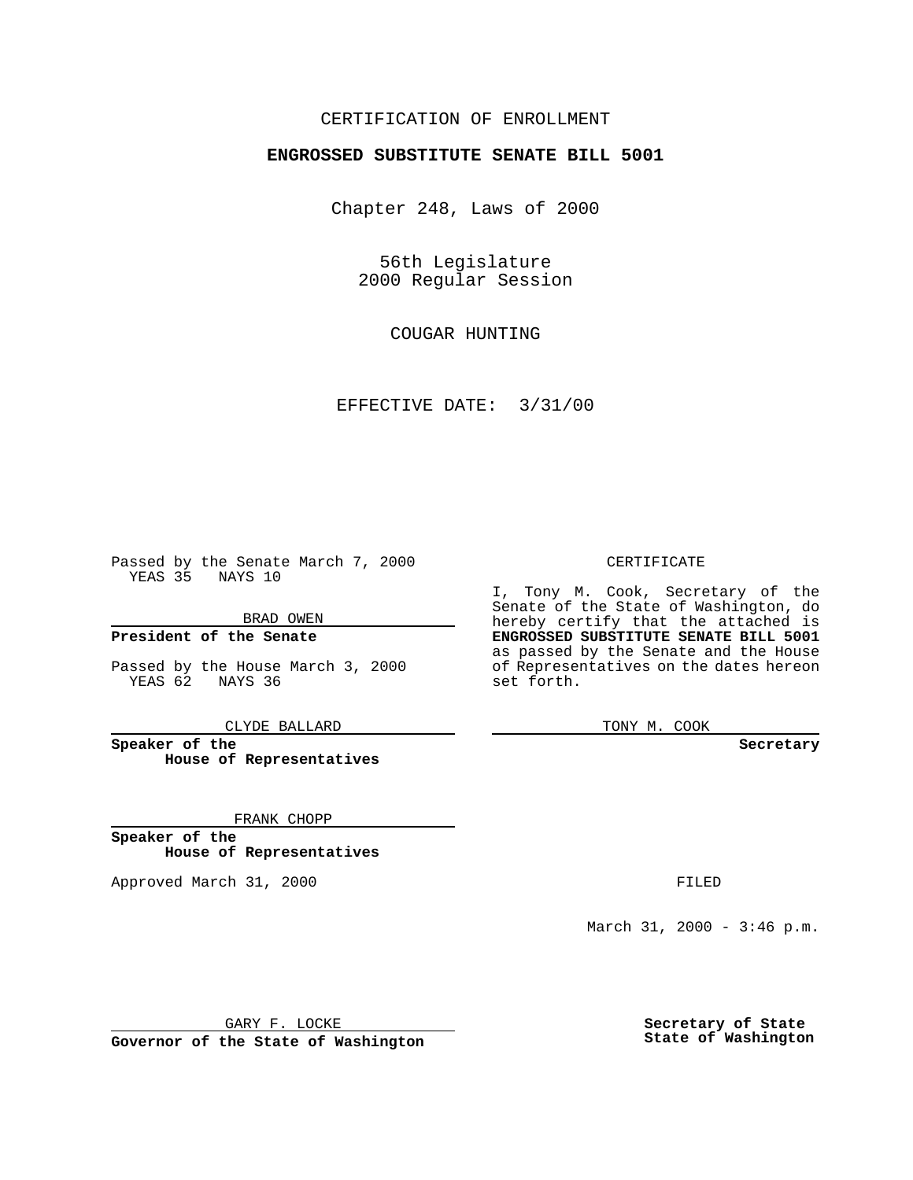CERTIFICATION OF ENROLLMENT

**ENGROSSED SUBSTITUTE SENATE BILL 5001**

Chapter 248, Laws of 2000

56th Legislature
2000 Regular Session

COUGAR HUNTING

EFFECTIVE DATE: 3/31/00

Passed by the Senate March 7, 2000
YEAS 35 NAYS 10

BRAD OWEN

**President of the Senate**

Passed by the House March 3, 2000
YEAS 62 NAYS 36

CLYDE BALLARD

**Speaker of the House of Representatives**

FRANK CHOPP

**Speaker of the House of Representatives**

Approved March 31, 2000

GARY F. LOCKE

**Governor of the State of Washington**

CERTIFICATE

I, Tony M. Cook, Secretary of the Senate of the State of Washington, do hereby certify that the attached is **ENGROSSED SUBSTITUTE SENATE BILL 5001** as passed by the Senate and the House of Representatives on the dates hereon set forth.

TONY M. COOK

**Secretary**

FILED

March 31, 2000 - 3:46 p.m.

**Secretary of State State of Washington**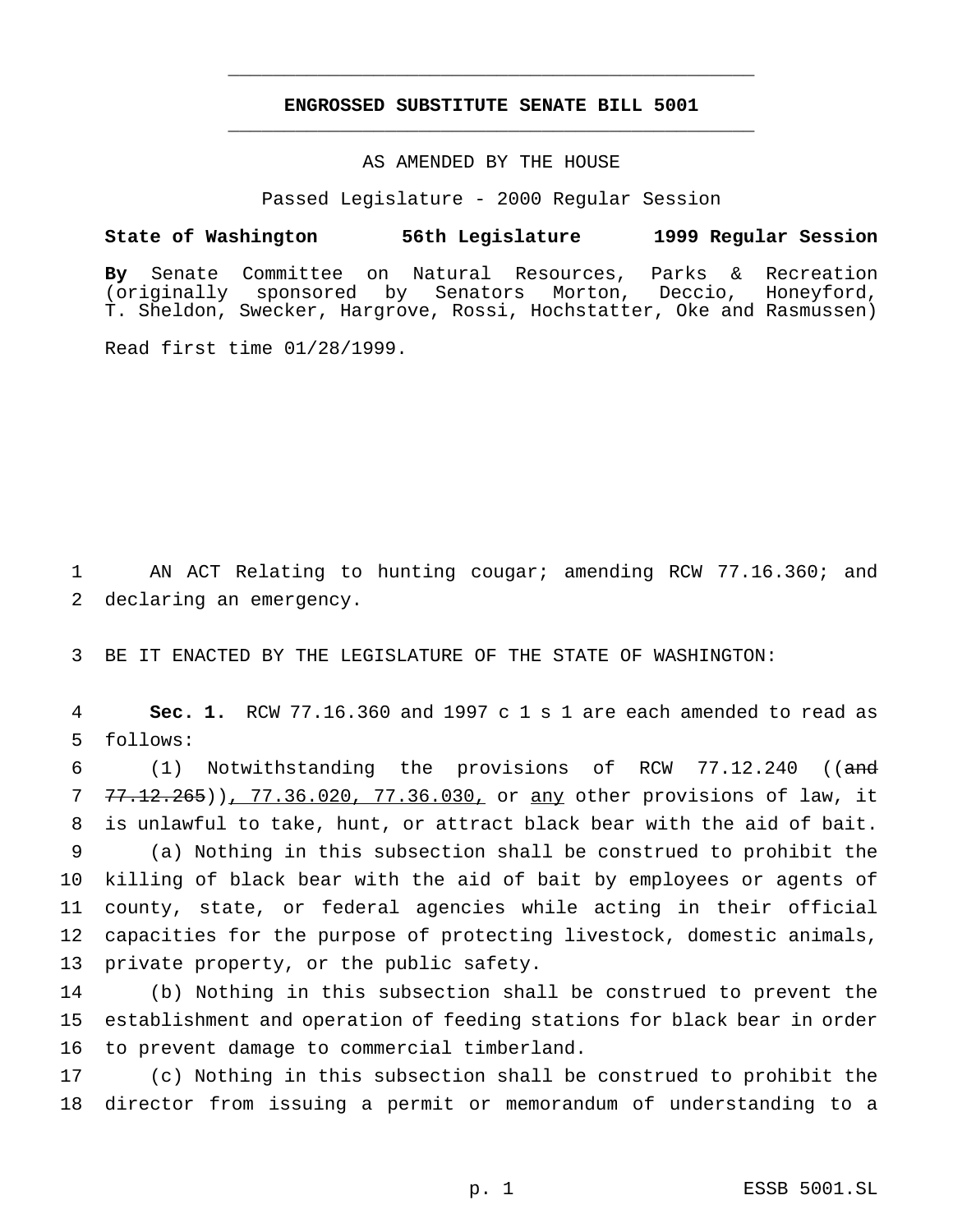# ENGROSSED SUBSTITUTE SENATE BILL 5001

AS AMENDED BY THE HOUSE

Passed Legislature - 2000 Regular Session

**State of Washington 56th Legislature 1999 Regular Session**

**By** Senate Committee on Natural Resources, Parks & Recreation (originally sponsored by Senators Morton, Deccio, Honeyford, T. Sheldon, Swecker, Hargrove, Rossi, Hochstatter, Oke and Rasmussen)

Read first time 01/28/1999.

1 AN ACT Relating to hunting cougar; amending RCW 77.16.360; and
2 declaring an emergency.

3 BE IT ENACTED BY THE LEGISLATURE OF THE STATE OF WASHINGTON:

4 **Sec. 1.** RCW 77.16.360 and 1997 c 1 s 1 are each amended to read as
5 follows:

6 (1) Notwithstanding the provisions of RCW 77.12.240 ((~~and~~
7 ~~77.12.265~~)), 77.36.020, 77.36.030, or any other provisions of law, it
8 is unlawful to take, hunt, or attract black bear with the aid of bait.

9 (a) Nothing in this subsection shall be construed to prohibit the
10 killing of black bear with the aid of bait by employees or agents of
11 county, state, or federal agencies while acting in their official
12 capacities for the purpose of protecting livestock, domestic animals,
13 private property, or the public safety.

14 (b) Nothing in this subsection shall be construed to prevent the
15 establishment and operation of feeding stations for black bear in order
16 to prevent damage to commercial timberland.

17 (c) Nothing in this subsection shall be construed to prohibit the
18 director from issuing a permit or memorandum of understanding to a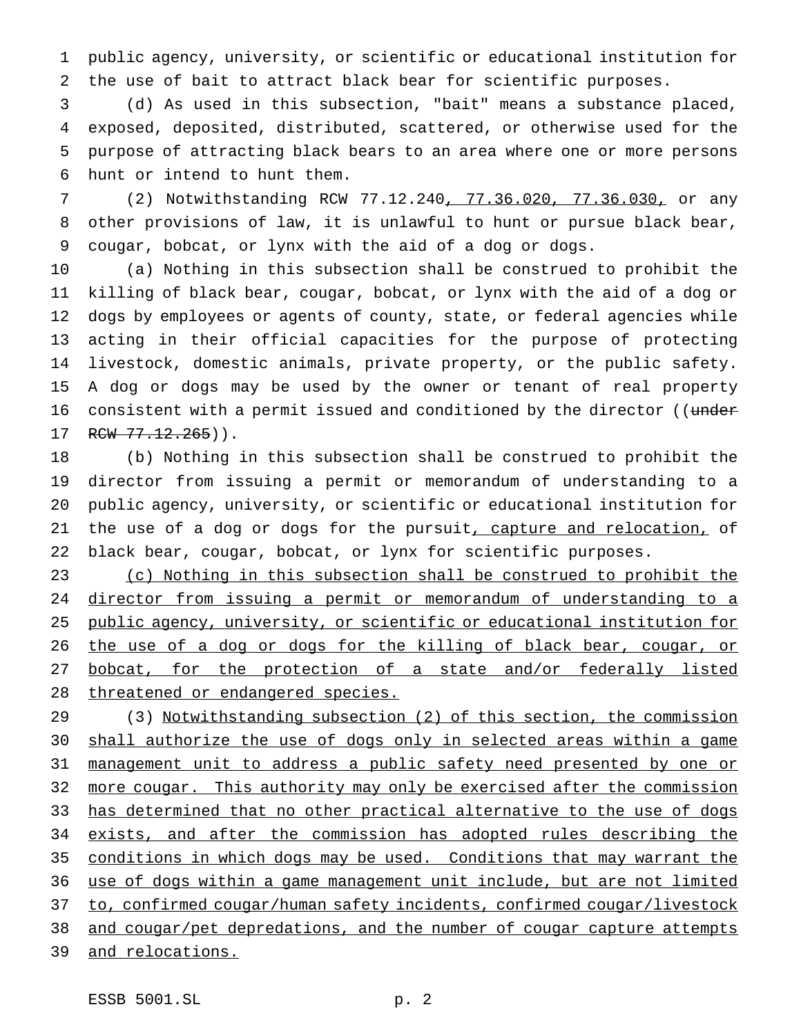public agency, university, or scientific or educational institution for the use of bait to attract black bear for scientific purposes.

(d) As used in this subsection, "bait" means a substance placed, exposed, deposited, distributed, scattered, or otherwise used for the purpose of attracting black bears to an area where one or more persons hunt or intend to hunt them.

(2) Notwithstanding RCW 77.12.240, 77.36.020, 77.36.030, or any other provisions of law, it is unlawful to hunt or pursue black bear, cougar, bobcat, or lynx with the aid of a dog or dogs.

(a) Nothing in this subsection shall be construed to prohibit the killing of black bear, cougar, bobcat, or lynx with the aid of a dog or dogs by employees or agents of county, state, or federal agencies while acting in their official capacities for the purpose of protecting livestock, domestic animals, private property, or the public safety. A dog or dogs may be used by the owner or tenant of real property consistent with a permit issued and conditioned by the director ((~~under RCW 77.12.265~~)).

(b) Nothing in this subsection shall be construed to prohibit the director from issuing a permit or memorandum of understanding to a public agency, university, or scientific or educational institution for the use of a dog or dogs for the pursuit, capture and relocation, of black bear, cougar, bobcat, or lynx for scientific purposes.

(c) Nothing in this subsection shall be construed to prohibit the director from issuing a permit or memorandum of understanding to a public agency, university, or scientific or educational institution for the use of a dog or dogs for the killing of black bear, cougar, or bobcat, for the protection of a state and/or federally listed threatened or endangered species.

(3) Notwithstanding subsection (2) of this section, the commission shall authorize the use of dogs only in selected areas within a game management unit to address a public safety need presented by one or more cougar. This authority may only be exercised after the commission has determined that no other practical alternative to the use of dogs exists, and after the commission has adopted rules describing the conditions in which dogs may be used. Conditions that may warrant the use of dogs within a game management unit include, but are not limited to, confirmed cougar/human safety incidents, confirmed cougar/livestock and cougar/pet depredations, and the number of cougar capture attempts and relocations.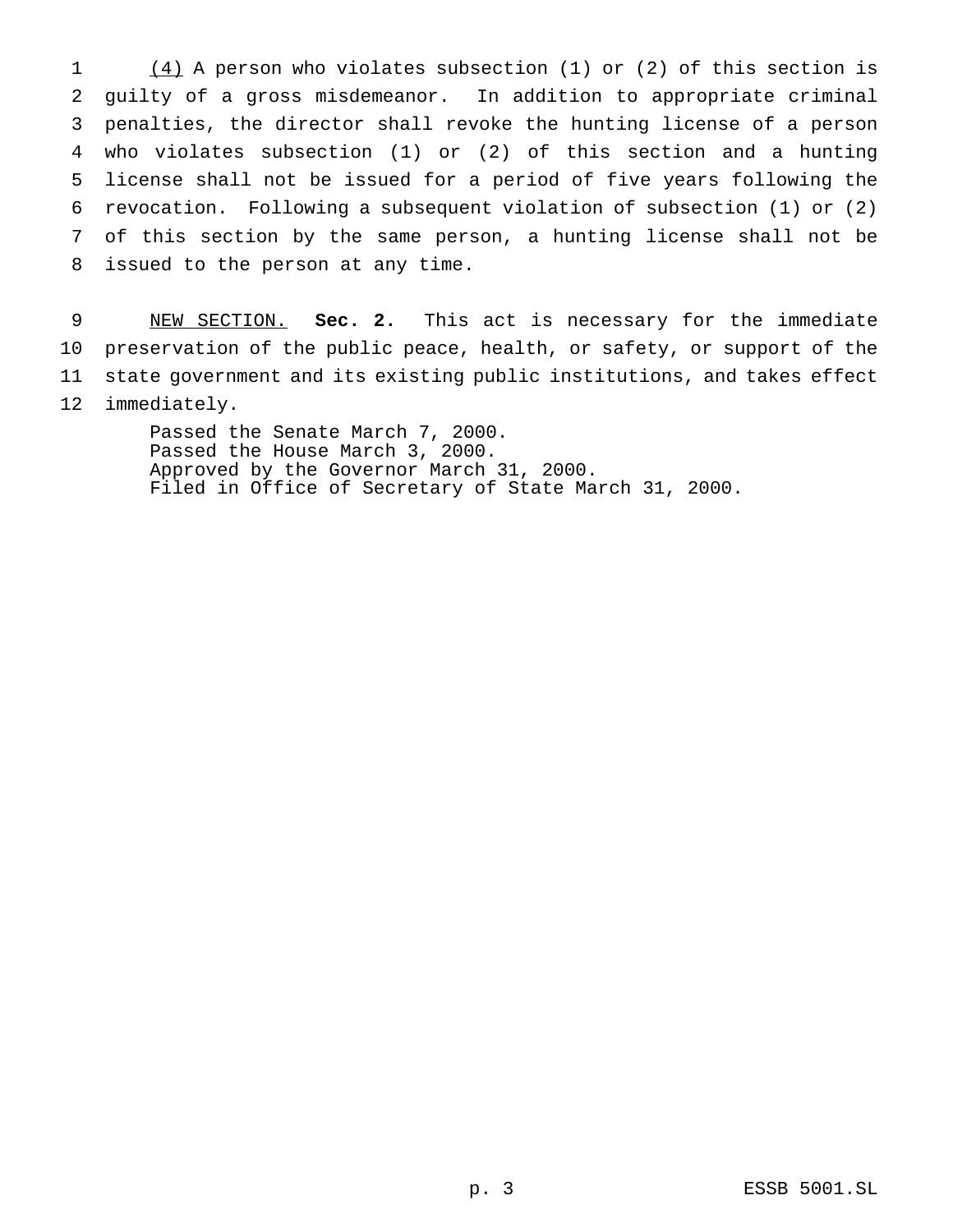(4) A person who violates subsection (1) or (2) of this section is guilty of a gross misdemeanor. In addition to appropriate criminal penalties, the director shall revoke the hunting license of a person who violates subsection (1) or (2) of this section and a hunting license shall not be issued for a period of five years following the revocation. Following a subsequent violation of subsection (1) or (2) of this section by the same person, a hunting license shall not be issued to the person at any time.

NEW SECTION. **Sec. 2.** This act is necessary for the immediate preservation of the public peace, health, or safety, or support of the state government and its existing public institutions, and takes effect immediately.

Passed the Senate March 7, 2000.
Passed the House March 3, 2000.
Approved by the Governor March 31, 2000.
Filed in Office of Secretary of State March 31, 2000.